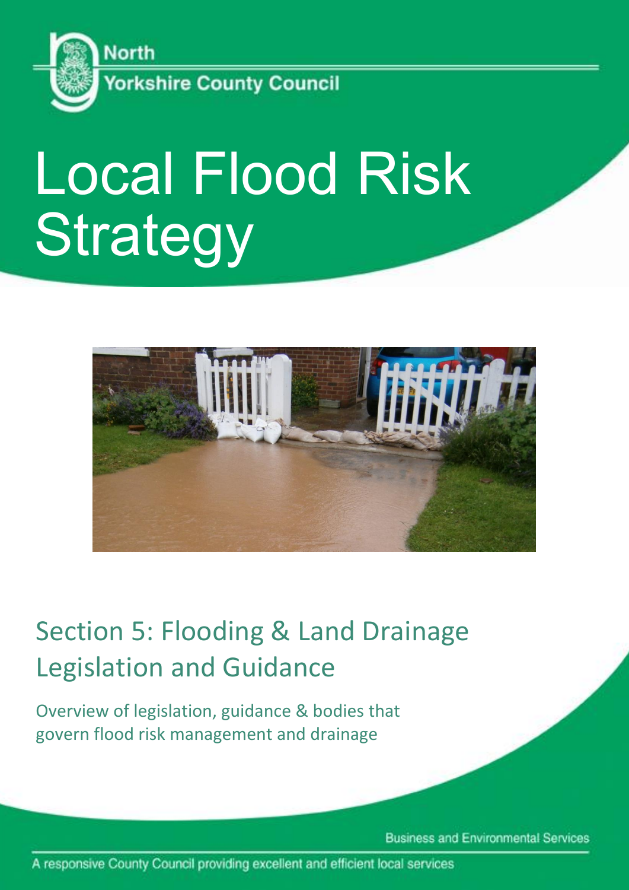North Yorkshire County Council

# Local Flood Risk Strategy

## Section 5: Flooding & Land Drainage Legislation and Guidance

Overview of legislation, guidance & bodies that govern flood risk management and drainage

Business and Environmental Services

A responsive County Council providing excellent and efficient local services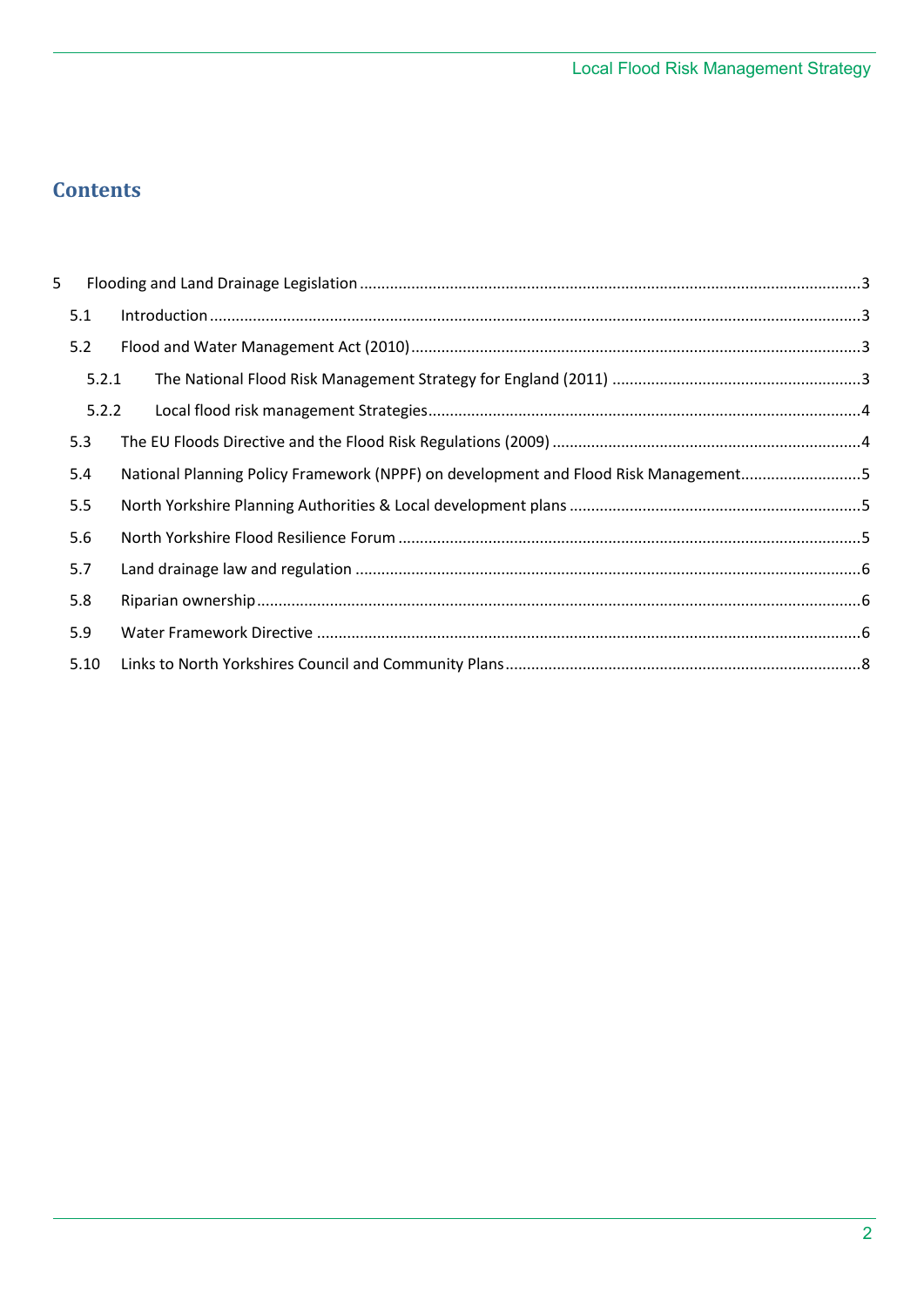# Contents

5 Flooding and Land Drainage Legislation ..... 3

- 5.1 Introduction ..... 3
- 5.2 Flood and Water Management Act (2010) ..... 3
  - 5.2.1 The National Flood Risk Management Strategy for England (2011) ..... 3
  - 5.2.2 Local flood risk management Strategies ..... 4
- 5.3 The EU Floods Directive and the Flood Risk Regulations (2009) ..... 4
- 5.4 National Planning Policy Framework (NPPF) on development and Flood Risk Management ..... 5
- 5.5 North Yorkshire Planning Authorities & Local development plans ..... 5
- 5.6 North Yorkshire Flood Resilience Forum ..... 5
- 5.7 Land drainage law and regulation ..... 6
- 5.8 Riparian ownership ..... 6
- 5.9 Water Framework Directive ..... 6
- 5.10 Links to North Yorkshires Council and Community Plans ..... 8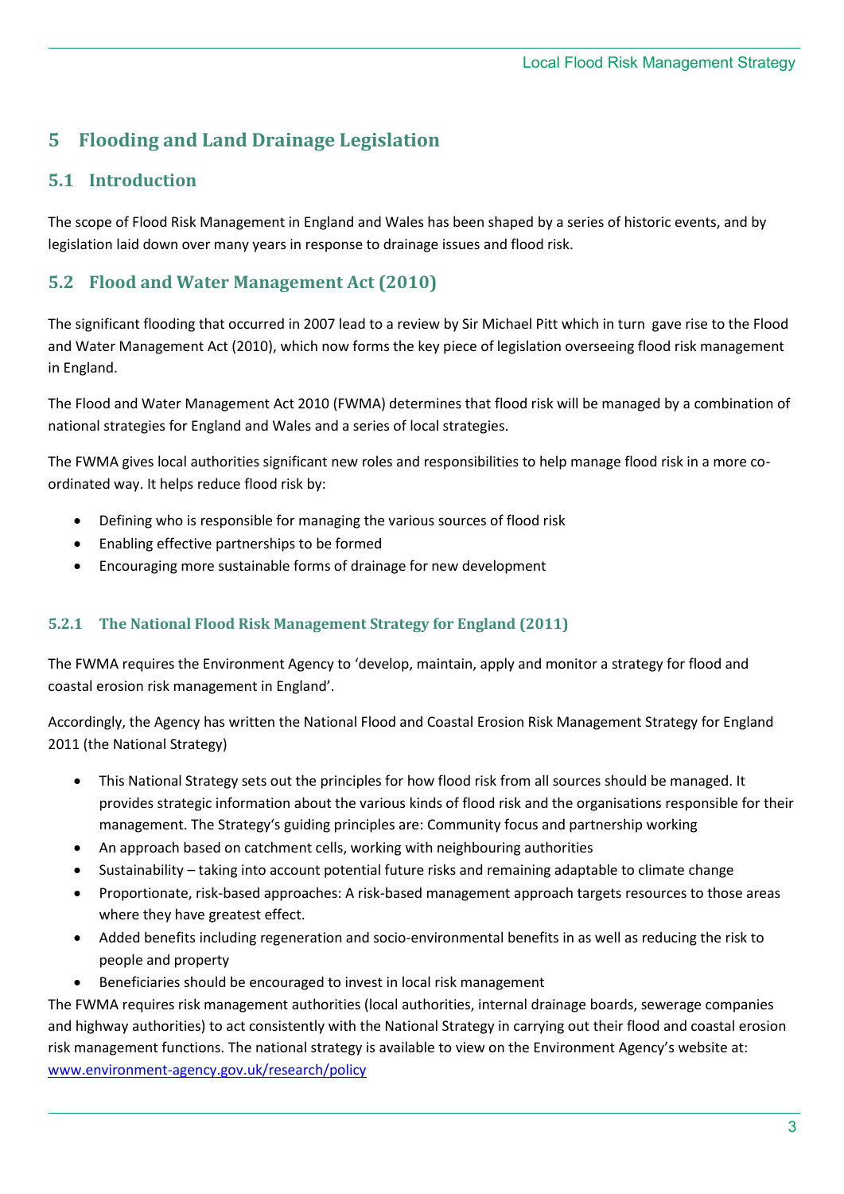# 5 Flooding and Land Drainage Legislation

## 5.1 Introduction

The scope of Flood Risk Management in England and Wales has been shaped by a series of historic events, and by legislation laid down over many years in response to drainage issues and flood risk.

## 5.2 Flood and Water Management Act (2010)

The significant flooding that occurred in 2007 lead to a review by Sir Michael Pitt which in turn gave rise to the Flood and Water Management Act (2010), which now forms the key piece of legislation overseeing flood risk management in England.

The Flood and Water Management Act 2010 (FWMA) determines that flood risk will be managed by a combination of national strategies for England and Wales and a series of local strategies.

The FWMA gives local authorities significant new roles and responsibilities to help manage flood risk in a more co-ordinated way. It helps reduce flood risk by:

- Defining who is responsible for managing the various sources of flood risk
- Enabling effective partnerships to be formed
- Encouraging more sustainable forms of drainage for new development

### 5.2.1 The National Flood Risk Management Strategy for England (2011)

The FWMA requires the Environment Agency to 'develop, maintain, apply and monitor a strategy for flood and coastal erosion risk management in England'.

Accordingly, the Agency has written the National Flood and Coastal Erosion Risk Management Strategy for England 2011 (the National Strategy)

- This National Strategy sets out the principles for how flood risk from all sources should be managed. It provides strategic information about the various kinds of flood risk and the organisations responsible for their management. The Strategy's guiding principles are: Community focus and partnership working
- An approach based on catchment cells, working with neighbouring authorities
- Sustainability – taking into account potential future risks and remaining adaptable to climate change
- Proportionate, risk-based approaches: A risk-based management approach targets resources to those areas where they have greatest effect.
- Added benefits including regeneration and socio-environmental benefits in as well as reducing the risk to people and property
- Beneficiaries should be encouraged to invest in local risk management

The FWMA requires risk management authorities (local authorities, internal drainage boards, sewerage companies and highway authorities) to act consistently with the National Strategy in carrying out their flood and coastal erosion risk management functions. The national strategy is available to view on the Environment Agency's website at: [www.environment-agency.gov.uk/research/policy](http://www.environment-agency.gov.uk/research/policy)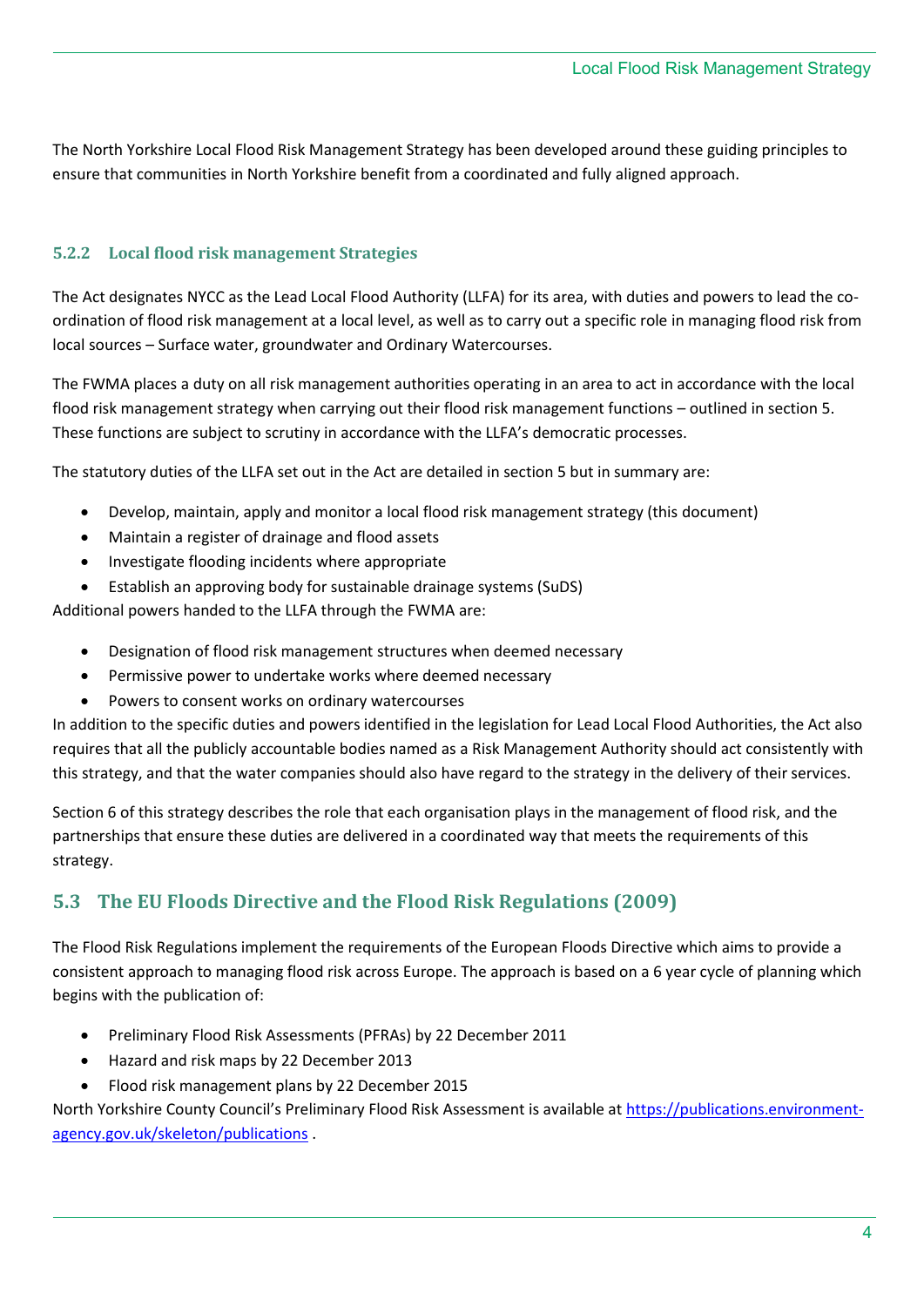The North Yorkshire Local Flood Risk Management Strategy has been developed around these guiding principles to ensure that communities in North Yorkshire benefit from a coordinated and fully aligned approach.

### 5.2.2 Local flood risk management Strategies

The Act designates NYCC as the Lead Local Flood Authority (LLFA) for its area, with duties and powers to lead the co-ordination of flood risk management at a local level, as well as to carry out a specific role in managing flood risk from local sources – Surface water, groundwater and Ordinary Watercourses.

The FWMA places a duty on all risk management authorities operating in an area to act in accordance with the local flood risk management strategy when carrying out their flood risk management functions – outlined in section 5. These functions are subject to scrutiny in accordance with the LLFA's democratic processes.

The statutory duties of the LLFA set out in the Act are detailed in section 5 but in summary are:

- Develop, maintain, apply and monitor a local flood risk management strategy (this document)
- Maintain a register of drainage and flood assets
- Investigate flooding incidents where appropriate
- Establish an approving body for sustainable drainage systems (SuDS)

Additional powers handed to the LLFA through the FWMA are:

- Designation of flood risk management structures when deemed necessary
- Permissive power to undertake works where deemed necessary
- Powers to consent works on ordinary watercourses

In addition to the specific duties and powers identified in the legislation for Lead Local Flood Authorities, the Act also requires that all the publicly accountable bodies named as a Risk Management Authority should act consistently with this strategy, and that the water companies should also have regard to the strategy in the delivery of their services.

Section 6 of this strategy describes the role that each organisation plays in the management of flood risk, and the partnerships that ensure these duties are delivered in a coordinated way that meets the requirements of this strategy.

## 5.3 The EU Floods Directive and the Flood Risk Regulations (2009)

The Flood Risk Regulations implement the requirements of the European Floods Directive which aims to provide a consistent approach to managing flood risk across Europe. The approach is based on a 6 year cycle of planning which begins with the publication of:

- Preliminary Flood Risk Assessments (PFRAs) by 22 December 2011
- Hazard and risk maps by 22 December 2013
- Flood risk management plans by 22 December 2015

North Yorkshire County Council's Preliminary Flood Risk Assessment is available at [https://publications.environment-agency.gov.uk/skeleton/publications](https://publications.environment-agency.gov.uk/skeleton/publications) .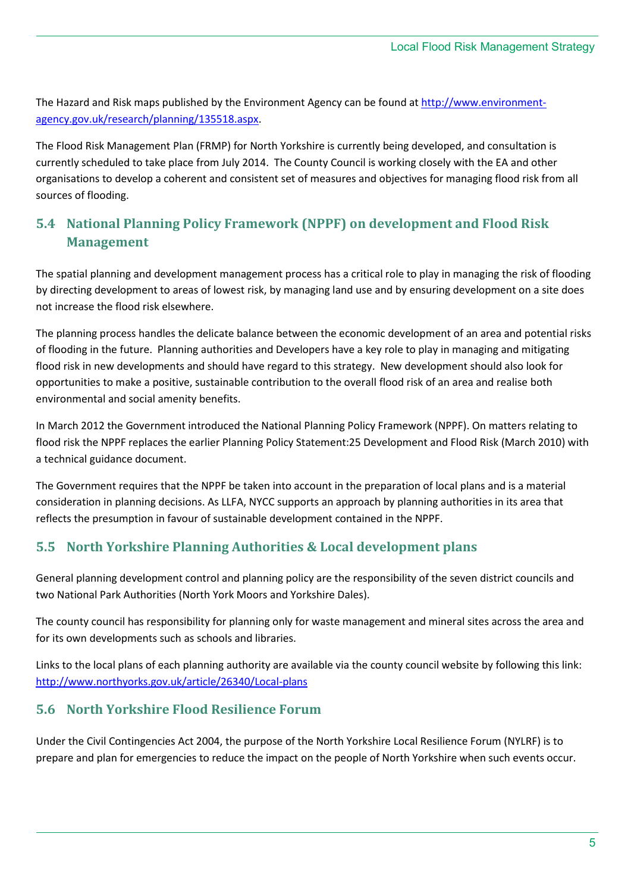The Hazard and Risk maps published by the Environment Agency can be found at [http://www.environment-agency.gov.uk/research/planning/135518.aspx](http://www.environment-agency.gov.uk/research/planning/135518.aspx).

The Flood Risk Management Plan (FRMP) for North Yorkshire is currently being developed, and consultation is currently scheduled to take place from July 2014. The County Council is working closely with the EA and other organisations to develop a coherent and consistent set of measures and objectives for managing flood risk from all sources of flooding.

## 5.4 National Planning Policy Framework (NPPF) on development and Flood Risk Management

The spatial planning and development management process has a critical role to play in managing the risk of flooding by directing development to areas of lowest risk, by managing land use and by ensuring development on a site does not increase the flood risk elsewhere.

The planning process handles the delicate balance between the economic development of an area and potential risks of flooding in the future. Planning authorities and Developers have a key role to play in managing and mitigating flood risk in new developments and should have regard to this strategy. New development should also look for opportunities to make a positive, sustainable contribution to the overall flood risk of an area and realise both environmental and social amenity benefits.

In March 2012 the Government introduced the National Planning Policy Framework (NPPF). On matters relating to flood risk the NPPF replaces the earlier Planning Policy Statement:25 Development and Flood Risk (March 2010) with a technical guidance document.

The Government requires that the NPPF be taken into account in the preparation of local plans and is a material consideration in planning decisions. As LLFA, NYCC supports an approach by planning authorities in its area that reflects the presumption in favour of sustainable development contained in the NPPF.

## 5.5 North Yorkshire Planning Authorities & Local development plans

General planning development control and planning policy are the responsibility of the seven district councils and two National Park Authorities (North York Moors and Yorkshire Dales).

The county council has responsibility for planning only for waste management and mineral sites across the area and for its own developments such as schools and libraries.

Links to the local plans of each planning authority are available via the county council website by following this link: [http://www.northyorks.gov.uk/article/26340/Local-plans](http://www.northyorks.gov.uk/article/26340/Local-plans)

## 5.6 North Yorkshire Flood Resilience Forum

Under the Civil Contingencies Act 2004, the purpose of the North Yorkshire Local Resilience Forum (NYLRF) is to prepare and plan for emergencies to reduce the impact on the people of North Yorkshire when such events occur.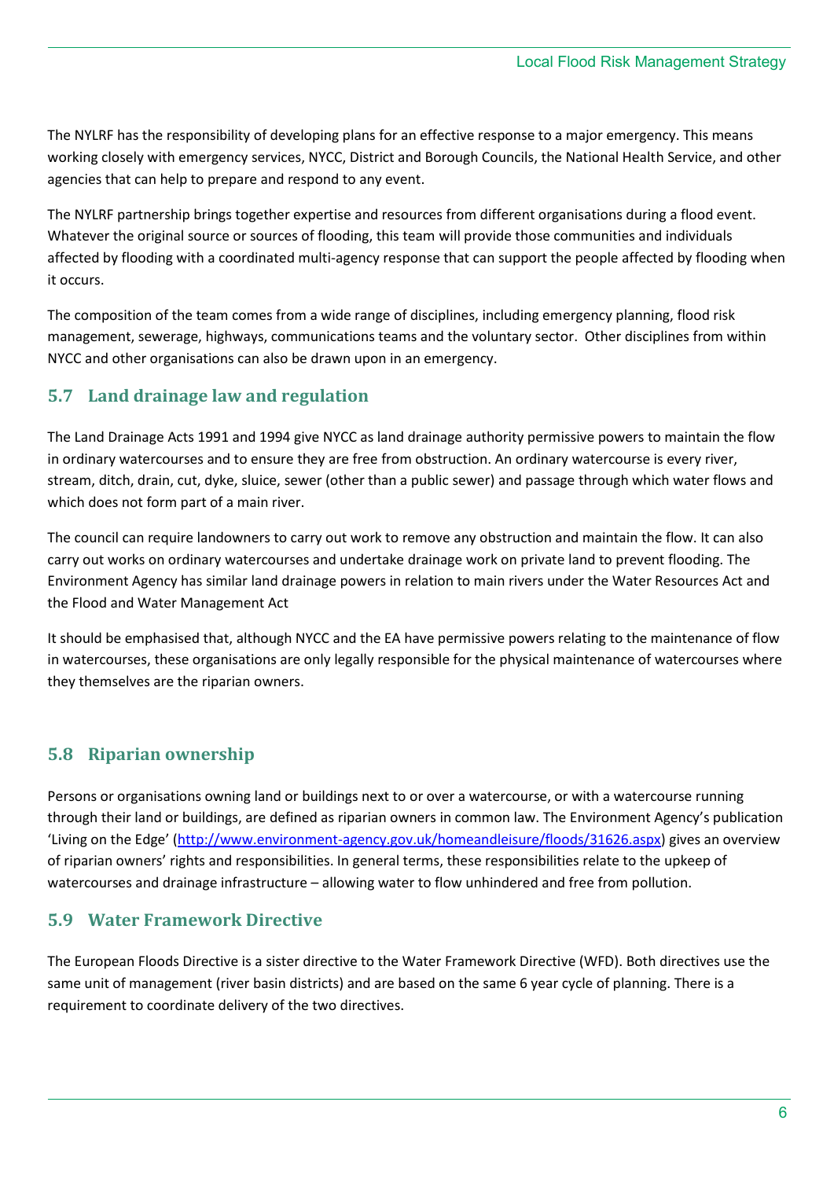The NYLRF has the responsibility of developing plans for an effective response to a major emergency. This means working closely with emergency services, NYCC, District and Borough Councils, the National Health Service, and other agencies that can help to prepare and respond to any event.

The NYLRF partnership brings together expertise and resources from different organisations during a flood event. Whatever the original source or sources of flooding, this team will provide those communities and individuals affected by flooding with a coordinated multi-agency response that can support the people affected by flooding when it occurs.

The composition of the team comes from a wide range of disciplines, including emergency planning, flood risk management, sewerage, highways, communications teams and the voluntary sector. Other disciplines from within NYCC and other organisations can also be drawn upon in an emergency.

## 5.7 Land drainage law and regulation

The Land Drainage Acts 1991 and 1994 give NYCC as land drainage authority permissive powers to maintain the flow in ordinary watercourses and to ensure they are free from obstruction. An ordinary watercourse is every river, stream, ditch, drain, cut, dyke, sluice, sewer (other than a public sewer) and passage through which water flows and which does not form part of a main river.

The council can require landowners to carry out work to remove any obstruction and maintain the flow. It can also carry out works on ordinary watercourses and undertake drainage work on private land to prevent flooding. The Environment Agency has similar land drainage powers in relation to main rivers under the Water Resources Act and the Flood and Water Management Act

It should be emphasised that, although NYCC and the EA have permissive powers relating to the maintenance of flow in watercourses, these organisations are only legally responsible for the physical maintenance of watercourses where they themselves are the riparian owners.

## 5.8 Riparian ownership

Persons or organisations owning land or buildings next to or over a watercourse, or with a watercourse running through their land or buildings, are defined as riparian owners in common law. The Environment Agency's publication 'Living on the Edge' (http://www.environment-agency.gov.uk/homeandleisure/floods/31626.aspx) gives an overview of riparian owners' rights and responsibilities. In general terms, these responsibilities relate to the upkeep of watercourses and drainage infrastructure – allowing water to flow unhindered and free from pollution.

## 5.9 Water Framework Directive

The European Floods Directive is a sister directive to the Water Framework Directive (WFD). Both directives use the same unit of management (river basin districts) and are based on the same 6 year cycle of planning. There is a requirement to coordinate delivery of the two directives.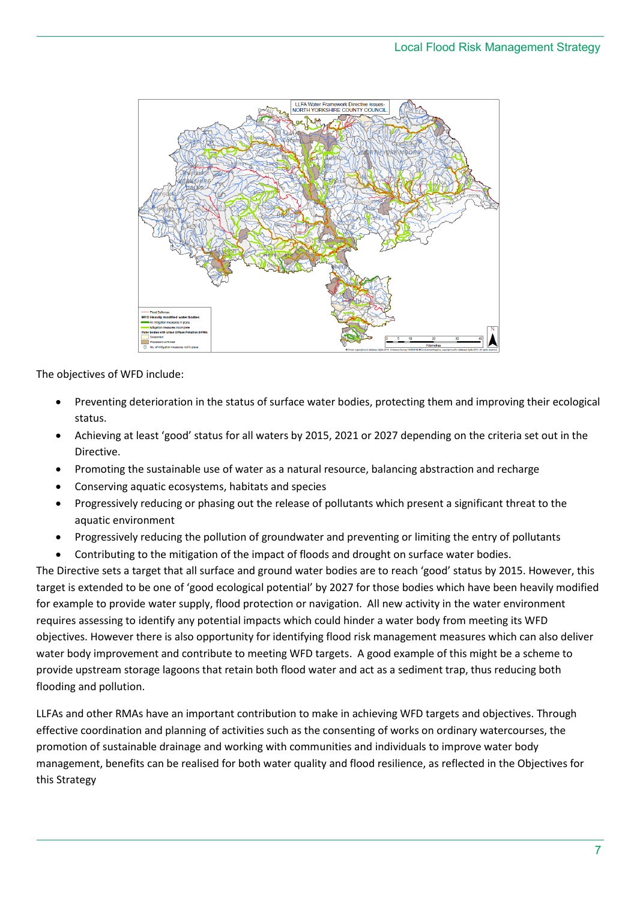The objectives of WFD include:

- Preventing deterioration in the status of surface water bodies, protecting them and improving their ecological status.
- Achieving at least 'good' status for all waters by 2015, 2021 or 2027 depending on the criteria set out in the Directive.
- Promoting the sustainable use of water as a natural resource, balancing abstraction and recharge
- Conserving aquatic ecosystems, habitats and species
- Progressively reducing or phasing out the release of pollutants which present a significant threat to the aquatic environment
- Progressively reducing the pollution of groundwater and preventing or limiting the entry of pollutants
- Contributing to the mitigation of the impact of floods and drought on surface water bodies.

The Directive sets a target that all surface and ground water bodies are to reach 'good' status by 2015. However, this target is extended to be one of 'good ecological potential' by 2027 for those bodies which have been heavily modified for example to provide water supply, flood protection or navigation. All new activity in the water environment requires assessing to identify any potential impacts which could hinder a water body from meeting its WFD objectives. However there is also opportunity for identifying flood risk management measures which can also deliver water body improvement and contribute to meeting WFD targets. A good example of this might be a scheme to provide upstream storage lagoons that retain both flood water and act as a sediment trap, thus reducing both flooding and pollution.

LLFAs and other RMAs have an important contribution to make in achieving WFD targets and objectives. Through effective coordination and planning of activities such as the consenting of works on ordinary watercourses, the promotion of sustainable drainage and working with communities and individuals to improve water body management, benefits can be realised for both water quality and flood resilience, as reflected in the Objectives for this Strategy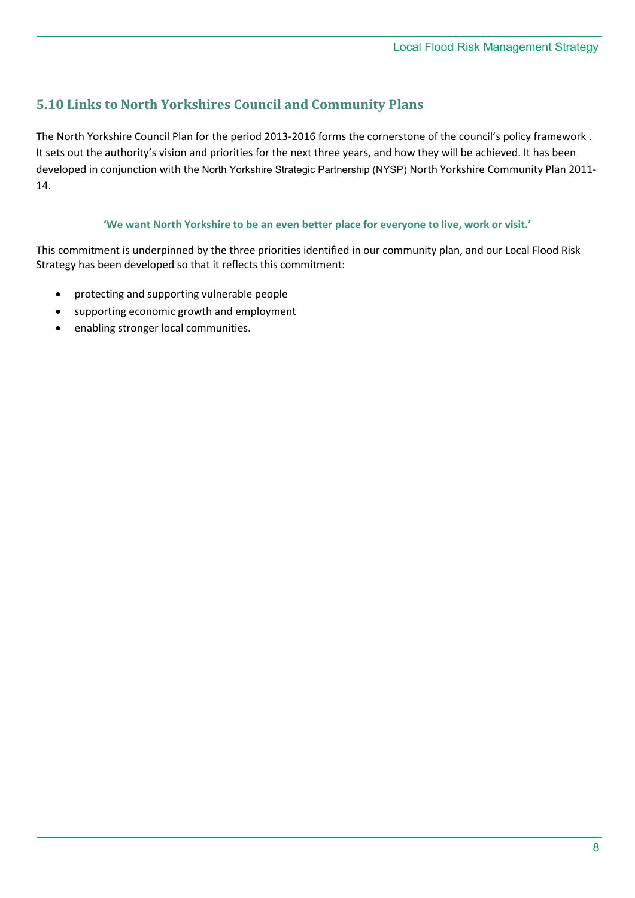## 5.10 Links to North Yorkshires Council and Community Plans

The North Yorkshire Council Plan for the period 2013-2016 forms the cornerstone of the council's policy framework . It sets out the authority's vision and priorities for the next three years, and how they will be achieved. It has been developed in conjunction with the North Yorkshire Strategic Partnership (NYSP) North Yorkshire Community Plan 2011-14.

**'We want North Yorkshire to be an even better place for everyone to live, work or visit.'**

This commitment is underpinned by the three priorities identified in our community plan, and our Local Flood Risk Strategy has been developed so that it reflects this commitment:

- protecting and supporting vulnerable people
- supporting economic growth and employment
- enabling stronger local communities.